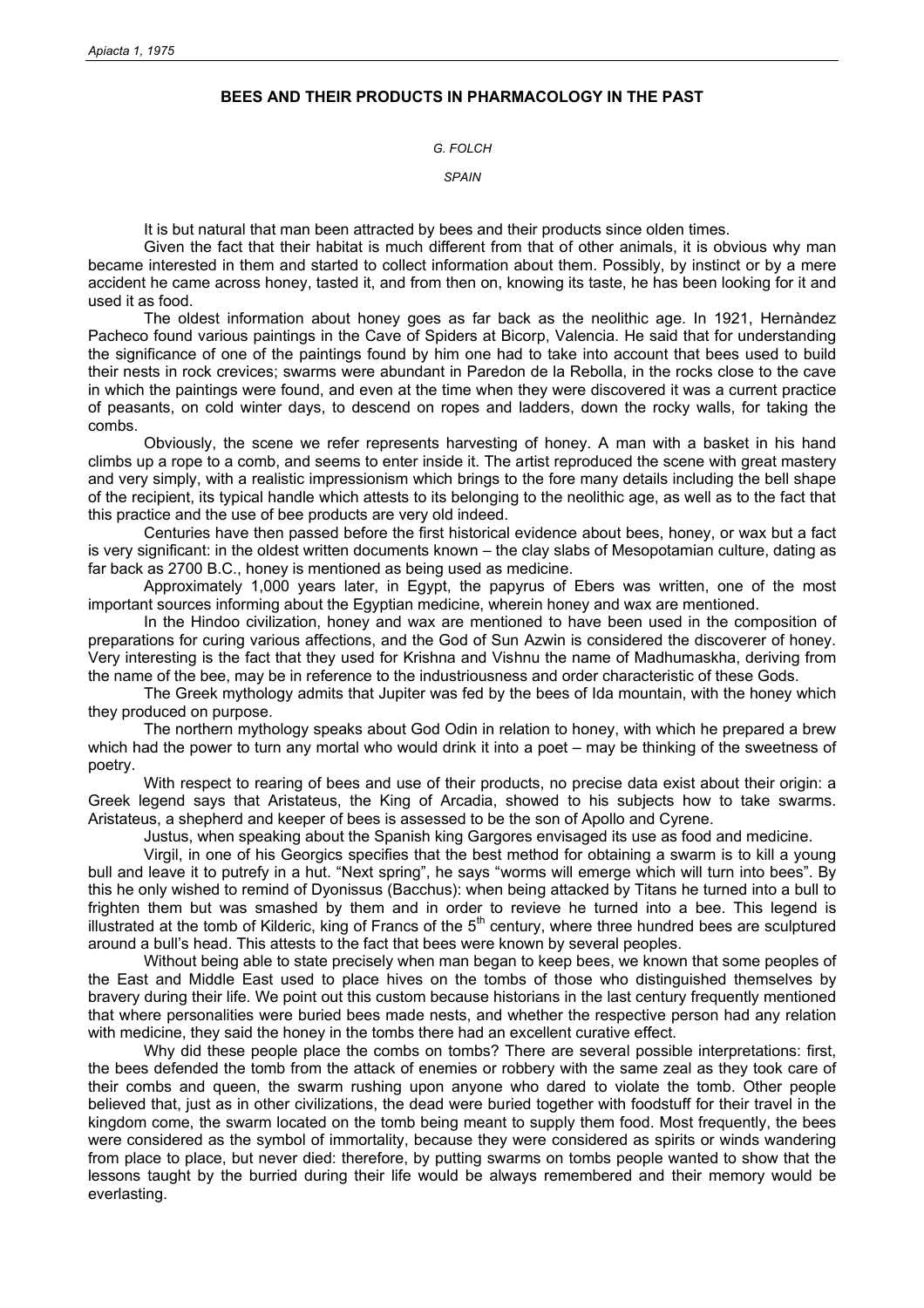# BEES AND THEIR PRODUCTS IN PHARMACOLOGY IN THE PAST

*G. FOLCH*

*SPAIN*

It is but natural that man been attracted by bees and their products since olden times.

Given the fact that their habitat is much different from that of other animals, it is obvious why man became interested in them and started to collect information about them. Possibly, by instinct or by a mere accident he came across honey, tasted it, and from then on, knowing its taste, he has been looking for it and used it as food.

The oldest information about honey goes as far back as the neolithic age. In 1921, Hernàndez Pacheco found various paintings in the Cave of Spiders at Bicorp, Valencia. He said that for understanding the significance of one of the paintings found by him one had to take into account that bees used to build their nests in rock crevices; swarms were abundant in Paredon de la Rebolla, in the rocks close to the cave in which the paintings were found, and even at the time when they were discovered it was a current practice of peasants, on cold winter days, to descend on ropes and ladders, down the rocky walls, for taking the combs.

Obviously, the scene we refer represents harvesting of honey. A man with a basket in his hand climbs up a rope to a comb, and seems to enter inside it. The artist reproduced the scene with great mastery and very simply, with a realistic impressionism which brings to the fore many details including the bell shape of the recipient, its typical handle which attests to its belonging to the neolithic age, as well as to the fact that this practice and the use of bee products are very old indeed.

Centuries have then passed before the first historical evidence about bees, honey, or wax but a fact is very significant: in the oldest written documents known – the clay slabs of Mesopotamian culture, dating as far back as 2700 B.C., honey is mentioned as being used as medicine.

Approximately 1,000 years later, in Egypt, the papyrus of Ebers was written, one of the most important sources informing about the Egyptian medicine, wherein honey and wax are mentioned.

In the Hindoo civilization, honey and wax are mentioned to have been used in the composition of preparations for curing various affections, and the God of Sun Azwin is considered the discoverer of honey. Very interesting is the fact that they used for Krishna and Vishnu the name of Madhumaskha, deriving from the name of the bee, may be in reference to the industriousness and order characteristic of these Gods.

The Greek mythology admits that Jupiter was fed by the bees of Ida mountain, with the honey which they produced on purpose.

The northern mythology speaks about God Odin in relation to honey, with which he prepared a brew which had the power to turn any mortal who would drink it into a poet – may be thinking of the sweetness of poetry.

With respect to rearing of bees and use of their products, no precise data exist about their origin: a Greek legend says that Aristateus, the King of Arcadia, showed to his subjects how to take swarms. Aristateus, a shepherd and keeper of bees is assessed to be the son of Apollo and Cyrene.

Justus, when speaking about the Spanish king Gargores envisaged its use as food and medicine.

Virgil, in one of his Georgics specifies that the best method for obtaining a swarm is to kill a young bull and leave it to putrefy in a hut. "Next spring", he says "worms will emerge which will turn into bees". By this he only wished to remind of Dyonissus (Bacchus): when being attacked by Titans he turned into a bull to frighten them but was smashed by them and in order to revieve he turned into a bee. This legend is illustrated at the tomb of Kilderic, king of Francs of the 5th century, where three hundred bees are sculptured around a bull's head. This attests to the fact that bees were known by several peoples.

Without being able to state precisely when man began to keep bees, we known that some peoples of the East and Middle East used to place hives on the tombs of those who distinguished themselves by bravery during their life. We point out this custom because historians in the last century frequently mentioned that where personalities were buried bees made nests, and whether the respective person had any relation with medicine, they said the honey in the tombs there had an excellent curative effect.

Why did these people place the combs on tombs? There are several possible interpretations: first, the bees defended the tomb from the attack of enemies or robbery with the same zeal as they took care of their combs and queen, the swarm rushing upon anyone who dared to violate the tomb. Other people believed that, just as in other civilizations, the dead were buried together with foodstuff for their travel in the kingdom come, the swarm located on the tomb being meant to supply them food. Most frequently, the bees were considered as the symbol of immortality, because they were considered as spirits or winds wandering from place to place, but never died: therefore, by putting swarms on tombs people wanted to show that the lessons taught by the burried during their life would be always remembered and their memory would be everlasting.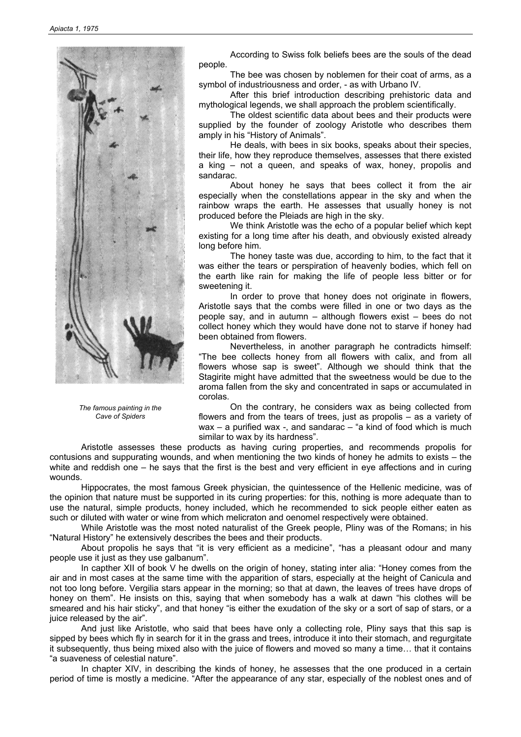*The famous painting in the Cave of Spiders*

According to Swiss folk beliefs bees are the souls of the dead people.

The bee was chosen by noblemen for their coat of arms, as a symbol of industriousness and order, - as with Urbano IV.

After this brief introduction describing prehistoric data and mythological legends, we shall approach the problem scientifically.

The oldest scientific data about bees and their products were supplied by the founder of zoology Aristotle who describes them amply in his "History of Animals".

He deals, with bees in six books, speaks about their species, their life, how they reproduce themselves, assesses that there existed a king – not a queen, and speaks of wax, honey, propolis and sandarac.

About honey he says that bees collect it from the air especially when the constellations appear in the sky and when the rainbow wraps the earth. He assesses that usually honey is not produced before the Pleiads are high in the sky.

We think Aristotle was the echo of a popular belief which kept existing for a long time after his death, and obviously existed already long before him.

The honey taste was due, according to him, to the fact that it was either the tears or perspiration of heavenly bodies, which fell on the earth like rain for making the life of people less bitter or for sweetening it.

In order to prove that honey does not originate in flowers, Aristotle says that the combs were filled in one or two days as the people say, and in autumn – although flowers exist – bees do not collect honey which they would have done not to starve if honey had been obtained from flowers.

Nevertheless, in another paragraph he contradicts himself: "The bee collects honey from all flowers with calix, and from all flowers whose sap is sweet". Although we should think that the Stagirite might have admitted that the sweetness would be due to the aroma fallen from the sky and concentrated in saps or accumulated in corolas.

On the contrary, he considers wax as being collected from flowers and from the tears of trees, just as propolis – as a variety of wax – a purified wax -, and sandarac – "a kind of food which is much similar to wax by its hardness".

Aristotle assesses these products as having curing properties, and recommends propolis for contusions and suppurating wounds, and when mentioning the two kinds of honey he admits to exists – the white and reddish one – he says that the first is the best and very efficient in eye affections and in curing wounds.

Hippocrates, the most famous Greek physician, the quintessence of the Hellenic medicine, was of the opinion that nature must be supported in its curing properties: for this, nothing is more adequate than to use the natural, simple products, honey included, which he recommended to sick people either eaten as such or diluted with water or wine from which melicraton and oenomel respectively were obtained.

While Aristotle was the most noted naturalist of the Greek people, Pliny was of the Romans; in his "Natural History" he extensively describes the bees and their products.

About propolis he says that "it is very efficient as a medicine", "has a pleasant odour and many people use it just as they use galbanum".

In capther XII of book V he dwells on the origin of honey, stating inter alia: "Honey comes from the air and in most cases at the same time with the apparition of stars, especially at the height of Canicula and not too long before. Vergilia stars appear in the morning; so that at dawn, the leaves of trees have drops of honey on them". He insists on this, saying that when somebody has a walk at dawn "his clothes will be smeared and his hair sticky", and that honey "is either the exudation of the sky or a sort of sap of stars, or a juice released by the air".

And just like Aristotle, who said that bees have only a collecting role, Pliny says that this sap is sipped by bees which fly in search for it in the grass and trees, introduce it into their stomach, and regurgitate it subsequently, thus being mixed also with the juice of flowers and moved so many a time… that it contains "a suaveness of celestial nature".

In chapter XIV, in describing the kinds of honey, he assesses that the one produced in a certain period of time is mostly a medicine. "After the appearance of any star, especially of the noblest ones and of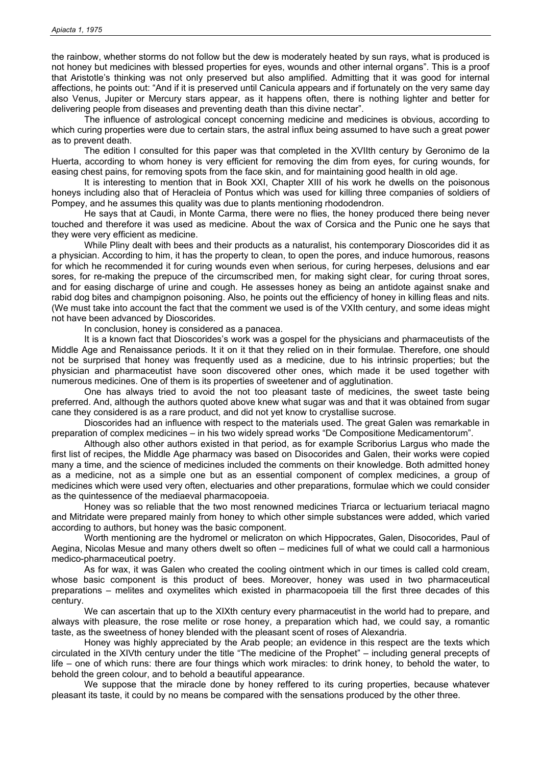the rainbow, whether storms do not follow but the dew is moderately heated by sun rays, what is produced is not honey but medicines with blessed properties for eyes, wounds and other internal organs". This is a proof that Aristotle's thinking was not only preserved but also amplified. Admitting that it was good for internal affections, he points out: "And if it is preserved until Canicula appears and if fortunately on the very same day also Venus, Jupiter or Mercury stars appear, as it happens often, there is nothing lighter and better for delivering people from diseases and preventing death than this divine nectar".

The influence of astrological concept concerning medicine and medicines is obvious, according to which curing properties were due to certain stars, the astral influx being assumed to have such a great power as to prevent death.

The edition I consulted for this paper was that completed in the XVIIth century by Geronimo de la Huerta, according to whom honey is very efficient for removing the dim from eyes, for curing wounds, for easing chest pains, for removing spots from the face skin, and for maintaining good health in old age.

It is interesting to mention that in Book XXI, Chapter XIII of his work he dwells on the poisonous honeys including also that of Heracleia of Pontus which was used for killing three companies of soldiers of Pompey, and he assumes this quality was due to plants mentioning rhododendron.

He says that at Caudi, in Monte Carma, there were no flies, the honey produced there being never touched and therefore it was used as medicine. About the wax of Corsica and the Punic one he says that they were very efficient as medicine.

While Pliny dealt with bees and their products as a naturalist, his contemporary Dioscorides did it as a physician. According to him, it has the property to clean, to open the pores, and induce humorous, reasons for which he recommended it for curing wounds even when serious, for curing herpeses, delusions and ear sores, for re-making the prepuce of the circumscribed men, for making sight clear, for curing throat sores, and for easing discharge of urine and cough. He assesses honey as being an antidote against snake and rabid dog bites and champignon poisoning. Also, he points out the efficiency of honey in killing fleas and nits. (We must take into account the fact that the comment we used is of the VXIth century, and some ideas might not have been advanced by Dioscorides.

In conclusion, honey is considered as a panacea.

It is a known fact that Dioscorides's work was a gospel for the physicians and pharmaceutists of the Middle Age and Renaissance periods. It it on it that they relied on in their formulae. Therefore, one should not be surprised that honey was frequently used as a medicine, due to his intrinsic properties; but the physician and pharmaceutist have soon discovered other ones, which made it be used together with numerous medicines. One of them is its properties of sweetener and of agglutination.

One has always tried to avoid the not too pleasant taste of medicines, the sweet taste being preferred. And, although the authors quoted above knew what sugar was and that it was obtained from sugar cane they considered is as a rare product, and did not yet know to crystallise sucrose.

Dioscorides had an influence with respect to the materials used. The great Galen was remarkable in preparation of complex medicines – in his two widely spread works "De Compositione Medicamentorum".

Although also other authors existed in that period, as for example Scriborius Largus who made the first list of recipes, the Middle Age pharmacy was based on Disocorides and Galen, their works were copied many a time, and the science of medicines included the comments on their knowledge. Both admitted honey as a medicine, not as a simple one but as an essential component of complex medicines, a group of medicines which were used very often, electuaries and other preparations, formulae which we could consider as the quintessence of the mediaeval pharmacopoeia.

Honey was so reliable that the two most renowned medicines Triarca or lectuarium teriacal magno and Mitridate were prepared mainly from honey to which other simple substances were added, which varied according to authors, but honey was the basic component.

Worth mentioning are the hydromel or melicraton on which Hippocrates, Galen, Disocorides, Paul of Aegina, Nicolas Mesue and many others dwelt so often – medicines full of what we could call a harmonious medico-pharmaceutical poetry.

As for wax, it was Galen who created the cooling ointment which in our times is called cold cream, whose basic component is this product of bees. Moreover, honey was used in two pharmaceutical preparations – melites and oxymelites which existed in pharmacopoeia till the first three decades of this century.

We can ascertain that up to the XIXth century every pharmaceutist in the world had to prepare, and always with pleasure, the rose melite or rose honey, a preparation which had, we could say, a romantic taste, as the sweetness of honey blended with the pleasant scent of roses of Alexandria.

Honey was highly appreciated by the Arab people; an evidence in this respect are the texts which circulated in the XIVth century under the title "The medicine of the Prophet" – including general precepts of life – one of which runs: there are four things which work miracles: to drink honey, to behold the water, to behold the green colour, and to behold a beautiful appearance.

We suppose that the miracle done by honey reffered to its curing properties, because whatever pleasant its taste, it could by no means be compared with the sensations produced by the other three.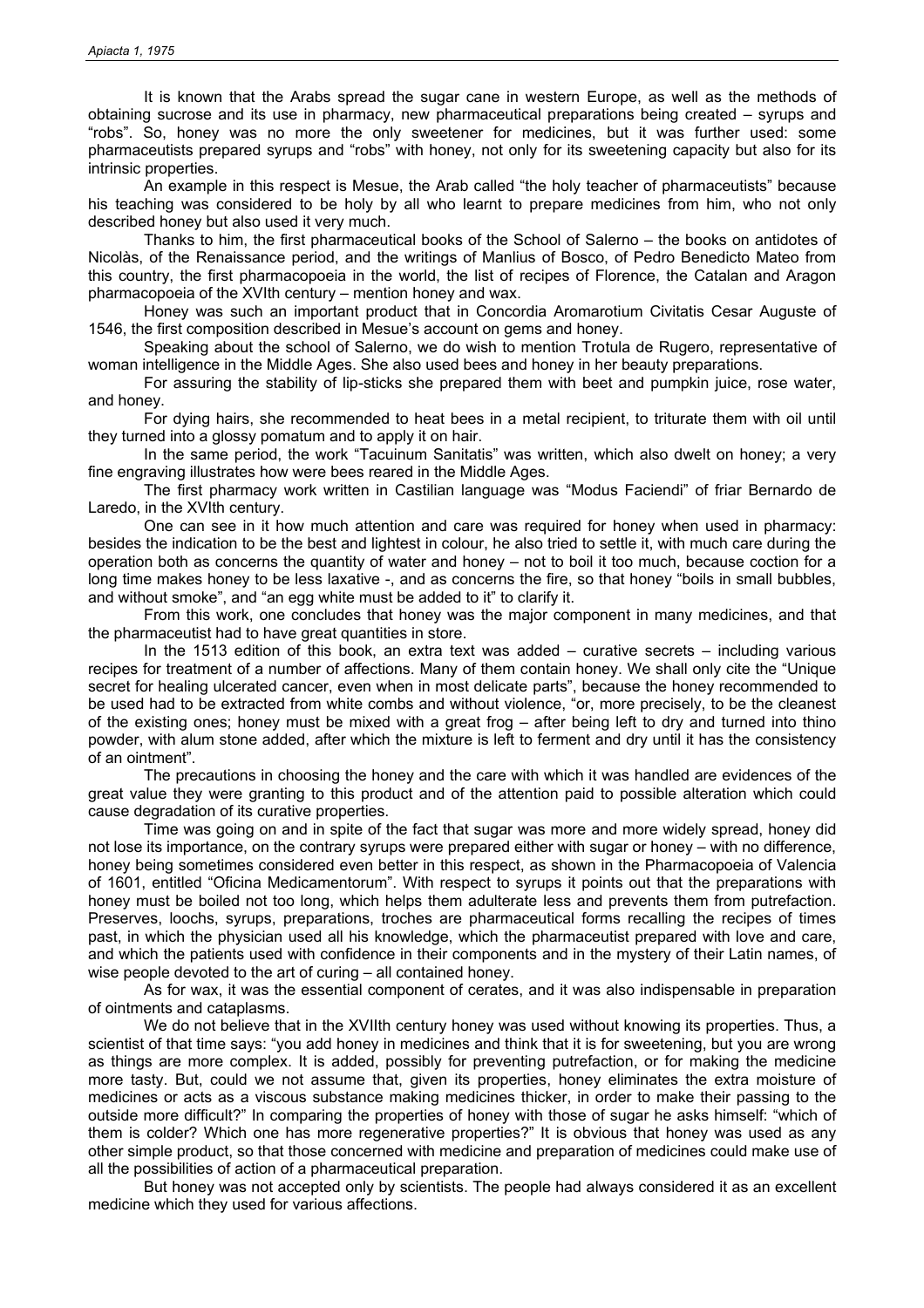It is known that the Arabs spread the sugar cane in western Europe, as well as the methods of obtaining sucrose and its use in pharmacy, new pharmaceutical preparations being created – syrups and "robs". So, honey was no more the only sweetener for medicines, but it was further used: some pharmaceutists prepared syrups and "robs" with honey, not only for its sweetening capacity but also for its intrinsic properties.

An example in this respect is Mesue, the Arab called "the holy teacher of pharmaceutists" because his teaching was considered to be holy by all who learnt to prepare medicines from him, who not only described honey but also used it very much.

Thanks to him, the first pharmaceutical books of the School of Salerno – the books on antidotes of Nicolàs, of the Renaissance period, and the writings of Manlius of Bosco, of Pedro Benedicto Mateo from this country, the first pharmacopoeia in the world, the list of recipes of Florence, the Catalan and Aragon pharmacopoeia of the XVIth century – mention honey and wax.

Honey was such an important product that in Concordia Aromarotium Civitatis Cesar Auguste of 1546, the first composition described in Mesue's account on gems and honey.

Speaking about the school of Salerno, we do wish to mention Trotula de Rugero, representative of woman intelligence in the Middle Ages. She also used bees and honey in her beauty preparations.

For assuring the stability of lip-sticks she prepared them with beet and pumpkin juice, rose water, and honey.

For dying hairs, she recommended to heat bees in a metal recipient, to triturate them with oil until they turned into a glossy pomatum and to apply it on hair.

In the same period, the work "Tacuinum Sanitatis" was written, which also dwelt on honey; a very fine engraving illustrates how were bees reared in the Middle Ages.

The first pharmacy work written in Castilian language was "Modus Faciendi" of friar Bernardo de Laredo, in the XVIth century.

One can see in it how much attention and care was required for honey when used in pharmacy: besides the indication to be the best and lightest in colour, he also tried to settle it, with much care during the operation both as concerns the quantity of water and honey – not to boil it too much, because coction for a long time makes honey to be less laxative -, and as concerns the fire, so that honey "boils in small bubbles, and without smoke", and "an egg white must be added to it" to clarify it.

From this work, one concludes that honey was the major component in many medicines, and that the pharmaceutist had to have great quantities in store.

In the 1513 edition of this book, an extra text was added – curative secrets – including various recipes for treatment of a number of affections. Many of them contain honey. We shall only cite the "Unique secret for healing ulcerated cancer, even when in most delicate parts", because the honey recommended to be used had to be extracted from white combs and without violence, "or, more precisely, to be the cleanest of the existing ones; honey must be mixed with a great frog – after being left to dry and turned into thino powder, with alum stone added, after which the mixture is left to ferment and dry until it has the consistency of an ointment".

The precautions in choosing the honey and the care with which it was handled are evidences of the great value they were granting to this product and of the attention paid to possible alteration which could cause degradation of its curative properties.

Time was going on and in spite of the fact that sugar was more and more widely spread, honey did not lose its importance, on the contrary syrups were prepared either with sugar or honey – with no difference, honey being sometimes considered even better in this respect, as shown in the Pharmacopoeia of Valencia of 1601, entitled "Oficina Medicamentorum". With respect to syrups it points out that the preparations with honey must be boiled not too long, which helps them adulterate less and prevents them from putrefaction. Preserves, loochs, syrups, preparations, troches are pharmaceutical forms recalling the recipes of times past, in which the physician used all his knowledge, which the pharmaceutist prepared with love and care, and which the patients used with confidence in their components and in the mystery of their Latin names, of wise people devoted to the art of curing – all contained honey.

As for wax, it was the essential component of cerates, and it was also indispensable in preparation of ointments and cataplasms.

We do not believe that in the XVIIth century honey was used without knowing its properties. Thus, a scientist of that time says: "you add honey in medicines and think that it is for sweetening, but you are wrong as things are more complex. It is added, possibly for preventing putrefaction, or for making the medicine more tasty. But, could we not assume that, given its properties, honey eliminates the extra moisture of medicines or acts as a viscous substance making medicines thicker, in order to make their passing to the outside more difficult?" In comparing the properties of honey with those of sugar he asks himself: "which of them is colder? Which one has more regenerative properties?" It is obvious that honey was used as any other simple product, so that those concerned with medicine and preparation of medicines could make use of all the possibilities of action of a pharmaceutical preparation.

But honey was not accepted only by scientists. The people had always considered it as an excellent medicine which they used for various affections.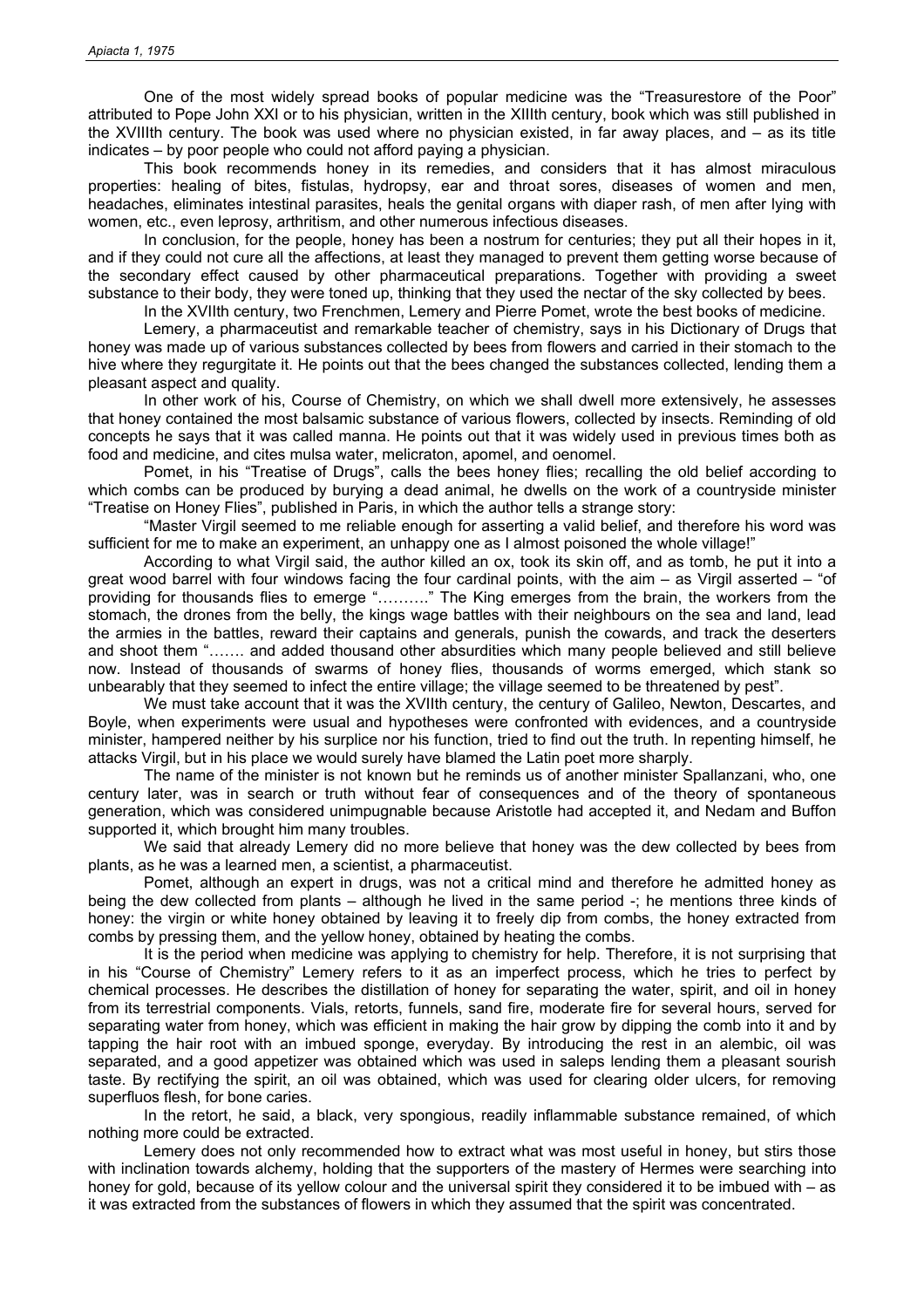One of the most widely spread books of popular medicine was the "Treasurestore of the Poor" attributed to Pope John XXI or to his physician, written in the XIIIth century, book which was still published in the XVIIIth century. The book was used where no physician existed, in far away places, and – as its title indicates – by poor people who could not afford paying a physician.

This book recommends honey in its remedies, and considers that it has almost miraculous properties: healing of bites, fistulas, hydropsy, ear and throat sores, diseases of women and men, headaches, eliminates intestinal parasites, heals the genital organs with diaper rash, of men after lying with women, etc., even leprosy, arthritism, and other numerous infectious diseases.

In conclusion, for the people, honey has been a nostrum for centuries; they put all their hopes in it, and if they could not cure all the affections, at least they managed to prevent them getting worse because of the secondary effect caused by other pharmaceutical preparations. Together with providing a sweet substance to their body, they were toned up, thinking that they used the nectar of the sky collected by bees.

In the XVIIth century, two Frenchmen, Lemery and Pierre Pomet, wrote the best books of medicine.

Lemery, a pharmaceutist and remarkable teacher of chemistry, says in his Dictionary of Drugs that honey was made up of various substances collected by bees from flowers and carried in their stomach to the hive where they regurgitate it. He points out that the bees changed the substances collected, lending them a pleasant aspect and quality.

In other work of his, Course of Chemistry, on which we shall dwell more extensively, he assesses that honey contained the most balsamic substance of various flowers, collected by insects. Reminding of old concepts he says that it was called manna. He points out that it was widely used in previous times both as food and medicine, and cites mulsa water, melicraton, apomel, and oenomel.

Pomet, in his "Treatise of Drugs", calls the bees honey flies; recalling the old belief according to which combs can be produced by burying a dead animal, he dwells on the work of a countryside minister "Treatise on Honey Flies", published in Paris, in which the author tells a strange story:

"Master Virgil seemed to me reliable enough for asserting a valid belief, and therefore his word was sufficient for me to make an experiment, an unhappy one as I almost poisoned the whole village!"

According to what Virgil said, the author killed an ox, took its skin off, and as tomb, he put it into a great wood barrel with four windows facing the four cardinal points, with the aim – as Virgil asserted – "of providing for thousands flies to emerge "………" The King emerges from the brain, the workers from the stomach, the drones from the belly, the kings wage battles with their neighbours on the sea and land, lead the armies in the battles, reward their captains and generals, punish the cowards, and track the deserters and shoot them "……. and added thousand other absurdities which many people believed and still believe now. Instead of thousands of swarms of honey flies, thousands of worms emerged, which stank so unbearably that they seemed to infect the entire village; the village seemed to be threatened by pest".

We must take account that it was the XVIIth century, the century of Galileo, Newton, Descartes, and Boyle, when experiments were usual and hypotheses were confronted with evidences, and a countryside minister, hampered neither by his surplice nor his function, tried to find out the truth. In repenting himself, he attacks Virgil, but in his place we would surely have blamed the Latin poet more sharply.

The name of the minister is not known but he reminds us of another minister Spallanzani, who, one century later, was in search or truth without fear of consequences and of the theory of spontaneous generation, which was considered unimpugnable because Aristotle had accepted it, and Nedam and Buffon supported it, which brought him many troubles.

We said that already Lemery did no more believe that honey was the dew collected by bees from plants, as he was a learned men, a scientist, a pharmaceutist.

Pomet, although an expert in drugs, was not a critical mind and therefore he admitted honey as being the dew collected from plants – although he lived in the same period -; he mentions three kinds of honey: the virgin or white honey obtained by leaving it to freely dip from combs, the honey extracted from combs by pressing them, and the yellow honey, obtained by heating the combs.

It is the period when medicine was applying to chemistry for help. Therefore, it is not surprising that in his "Course of Chemistry" Lemery refers to it as an imperfect process, which he tries to perfect by chemical processes. He describes the distillation of honey for separating the water, spirit, and oil in honey from its terrestrial components. Vials, retorts, funnels, sand fire, moderate fire for several hours, served for separating water from honey, which was efficient in making the hair grow by dipping the comb into it and by tapping the hair root with an imbued sponge, everyday. By introducing the rest in an alembic, oil was separated, and a good appetizer was obtained which was used in saleps lending them a pleasant sourish taste. By rectifying the spirit, an oil was obtained, which was used for clearing older ulcers, for removing superfluos flesh, for bone caries.

In the retort, he said, a black, very spongious, readily inflammable substance remained, of which nothing more could be extracted.

Lemery does not only recommended how to extract what was most useful in honey, but stirs those with inclination towards alchemy, holding that the supporters of the mastery of Hermes were searching into honey for gold, because of its yellow colour and the universal spirit they considered it to be imbued with – as it was extracted from the substances of flowers in which they assumed that the spirit was concentrated.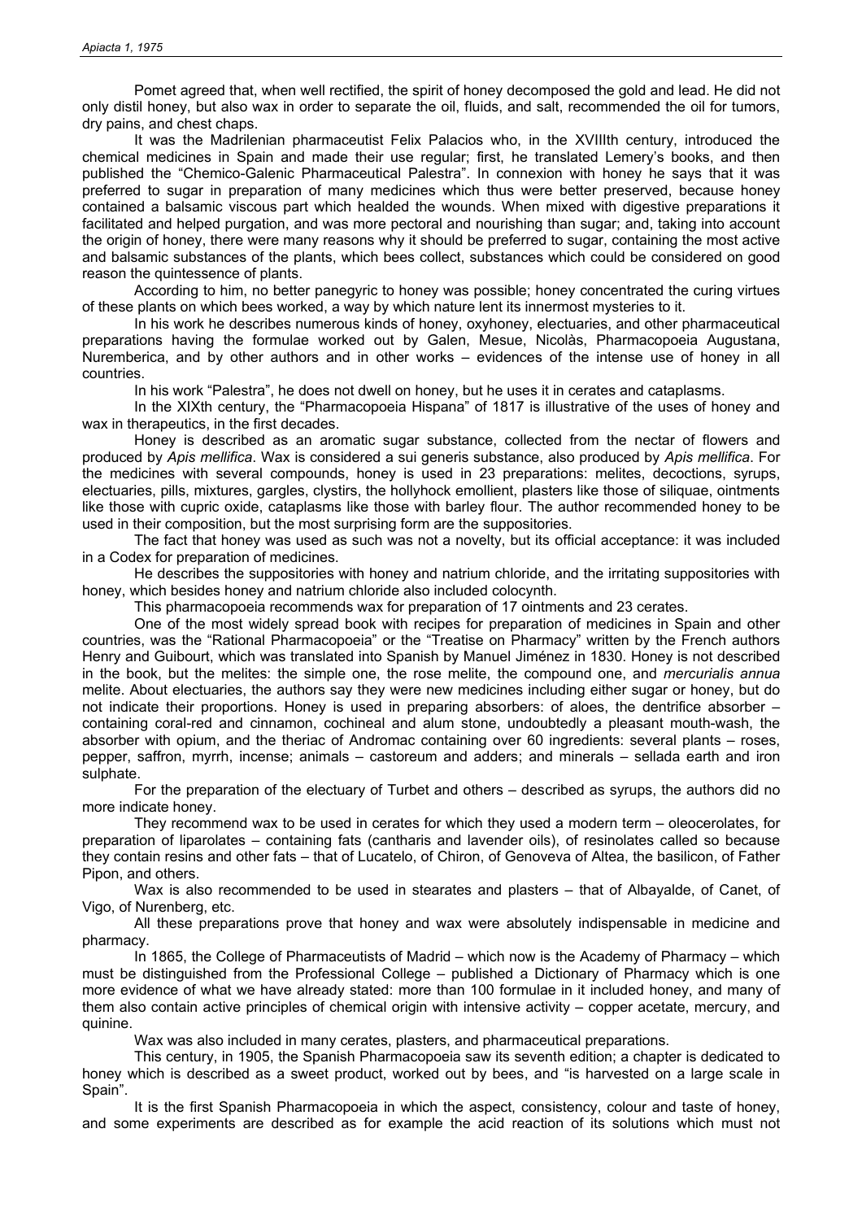Pomet agreed that, when well rectified, the spirit of honey decomposed the gold and lead. He did not only distil honey, but also wax in order to separate the oil, fluids, and salt, recommended the oil for tumors, dry pains, and chest chaps.

It was the Madrilenian pharmaceutist Felix Palacios who, in the XVIIIth century, introduced the chemical medicines in Spain and made their use regular; first, he translated Lemery's books, and then published the "Chemico-Galenic Pharmaceutical Palestra". In connexion with honey he says that it was preferred to sugar in preparation of many medicines which thus were better preserved, because honey contained a balsamic viscous part which healded the wounds. When mixed with digestive preparations it facilitated and helped purgation, and was more pectoral and nourishing than sugar; and, taking into account the origin of honey, there were many reasons why it should be preferred to sugar, containing the most active and balsamic substances of the plants, which bees collect, substances which could be considered on good reason the quintessence of plants.

According to him, no better panegyric to honey was possible; honey concentrated the curing virtues of these plants on which bees worked, a way by which nature lent its innermost mysteries to it.

In his work he describes numerous kinds of honey, oxyhoney, electuaries, and other pharmaceutical preparations having the formulae worked out by Galen, Mesue, Nicolàs, Pharmacopoeia Augustana, Nuremberica, and by other authors and in other works – evidences of the intense use of honey in all countries.

In his work "Palestra", he does not dwell on honey, but he uses it in cerates and cataplasms.

In the XIXth century, the "Pharmacopoeia Hispana" of 1817 is illustrative of the uses of honey and wax in therapeutics, in the first decades.

Honey is described as an aromatic sugar substance, collected from the nectar of flowers and produced by *Apis mellifica*. Wax is considered a sui generis substance, also produced by *Apis mellifica*. For the medicines with several compounds, honey is used in 23 preparations: melites, decoctions, syrups, electuaries, pills, mixtures, gargles, clystirs, the hollyhock emollient, plasters like those of siliquae, ointments like those with cupric oxide, cataplasms like those with barley flour. The author recommended honey to be used in their composition, but the most surprising form are the suppositories.

The fact that honey was used as such was not a novelty, but its official acceptance: it was included in a Codex for preparation of medicines.

He describes the suppositories with honey and natrium chloride, and the irritating suppositories with honey, which besides honey and natrium chloride also included colocynth.

This pharmacopoeia recommends wax for preparation of 17 ointments and 23 cerates.

One of the most widely spread book with recipes for preparation of medicines in Spain and other countries, was the "Rational Pharmacopoeia" or the "Treatise on Pharmacy" written by the French authors Henry and Guibourt, which was translated into Spanish by Manuel Jiménez in 1830. Honey is not described in the book, but the melites: the simple one, the rose melite, the compound one, and *mercurialis annua* melite. About electuaries, the authors say they were new medicines including either sugar or honey, but do not indicate their proportions. Honey is used in preparing absorbers: of aloes, the dentrifice absorber – containing coral-red and cinnamon, cochineal and alum stone, undoubtedly a pleasant mouth-wash, the absorber with opium, and the theriac of Andromac containing over 60 ingredients: several plants – roses, pepper, saffron, myrrh, incense; animals – castoreum and adders; and minerals – sellada earth and iron sulphate.

For the preparation of the electuary of Turbet and others – described as syrups, the authors did no more indicate honey.

They recommend wax to be used in cerates for which they used a modern term – oleocerolates, for preparation of liparolates – containing fats (cantharis and lavender oils), of resinolates called so because they contain resins and other fats – that of Lucatelo, of Chiron, of Genoveva of Altea, the basilicon, of Father Pipon, and others.

Wax is also recommended to be used in stearates and plasters – that of Albayalde, of Canet, of Vigo, of Nurenberg, etc.

All these preparations prove that honey and wax were absolutely indispensable in medicine and pharmacy.

In 1865, the College of Pharmaceutists of Madrid – which now is the Academy of Pharmacy – which must be distinguished from the Professional College – published a Dictionary of Pharmacy which is one more evidence of what we have already stated: more than 100 formulae in it included honey, and many of them also contain active principles of chemical origin with intensive activity – copper acetate, mercury, and quinine.

Wax was also included in many cerates, plasters, and pharmaceutical preparations.

This century, in 1905, the Spanish Pharmacopoeia saw its seventh edition; a chapter is dedicated to honey which is described as a sweet product, worked out by bees, and "is harvested on a large scale in Spain".

It is the first Spanish Pharmacopoeia in which the aspect, consistency, colour and taste of honey, and some experiments are described as for example the acid reaction of its solutions which must not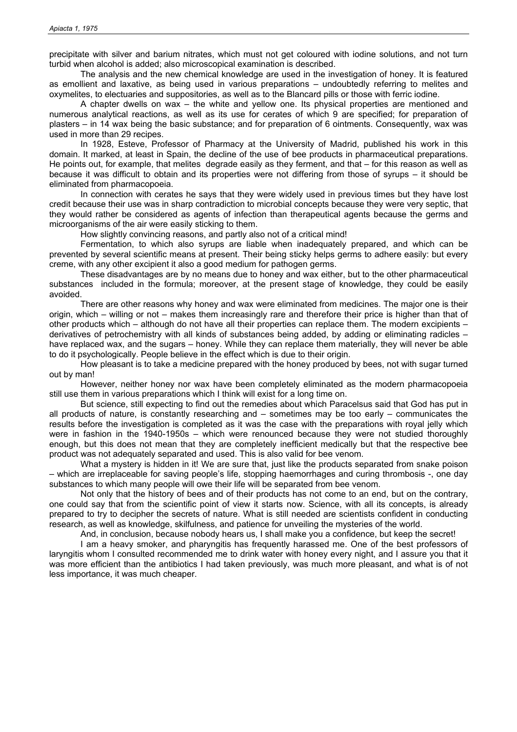precipitate with silver and barium nitrates, which must not get coloured with iodine solutions, and not turn turbid when alcohol is added; also microscopical examination is described.

The analysis and the new chemical knowledge are used in the investigation of honey. It is featured as emollient and laxative, as being used in various preparations – undoubtedly referring to melites and oxymelites, to electuaries and suppositories, as well as to the Blancard pills or those with ferric iodine.

A chapter dwells on wax – the white and yellow one. Its physical properties are mentioned and numerous analytical reactions, as well as its use for cerates of which 9 are specified; for preparation of plasters – in 14 wax being the basic substance; and for preparation of 6 ointments. Consequently, wax was used in more than 29 recipes.

In 1928, Esteve, Professor of Pharmacy at the University of Madrid, published his work in this domain. It marked, at least in Spain, the decline of the use of bee products in pharmaceutical preparations. He points out, for example, that melites degrade easily as they ferment, and that – for this reason as well as because it was difficult to obtain and its properties were not differing from those of syrups – it should be eliminated from pharmacopoeia.

In connection with cerates he says that they were widely used in previous times but they have lost credit because their use was in sharp contradiction to microbial concepts because they were very septic, that they would rather be considered as agents of infection than therapeutical agents because the germs and microorganisms of the air were easily sticking to them.

How slightly convincing reasons, and partly also not of a critical mind!

Fermentation, to which also syrups are liable when inadequately prepared, and which can be prevented by several scientific means at present. Their being sticky helps germs to adhere easily: but every creme, with any other excipient it also a good medium for pathogen germs.

These disadvantages are by no means due to honey and wax either, but to the other pharmaceutical substances included in the formula; moreover, at the present stage of knowledge, they could be easily avoided.

There are other reasons why honey and wax were eliminated from medicines. The major one is their origin, which – willing or not – makes them increasingly rare and therefore their price is higher than that of other products which – although do not have all their properties can replace them. The modern excipients – derivatives of petrochemistry with all kinds of substances being added, by adding or eliminating radicles – have replaced wax, and the sugars – honey. While they can replace them materially, they will never be able to do it psychologically. People believe in the effect which is due to their origin.

How pleasant is to take a medicine prepared with the honey produced by bees, not with sugar turned out by man!

However, neither honey nor wax have been completely eliminated as the modern pharmacopoeia still use them in various preparations which I think will exist for a long time on.

But science, still expecting to find out the remedies about which Paracelsus said that God has put in all products of nature, is constantly researching and – sometimes may be too early – communicates the results before the investigation is completed as it was the case with the preparations with royal jelly which were in fashion in the 1940-1950s – which were renounced because they were not studied thoroughly enough, but this does not mean that they are completely inefficient medically but that the respective bee product was not adequately separated and used. This is also valid for bee venom.

What a mystery is hidden in it! We are sure that, just like the products separated from snake poison – which are irreplaceable for saving people's life, stopping haemorrhages and curing thrombosis -, one day substances to which many people will owe their life will be separated from bee venom.

Not only that the history of bees and of their products has not come to an end, but on the contrary, one could say that from the scientific point of view it starts now. Science, with all its concepts, is already prepared to try to decipher the secrets of nature. What is still needed are scientists confident in conducting research, as well as knowledge, skilfulness, and patience for unveiling the mysteries of the world.

And, in conclusion, because nobody hears us, I shall make you a confidence, but keep the secret!

I am a heavy smoker, and pharyngitis has frequently harassed me. One of the best professors of laryngitis whom I consulted recommended me to drink water with honey every night, and I assure you that it was more efficient than the antibiotics I had taken previously, was much more pleasant, and what is of not less importance, it was much cheaper.